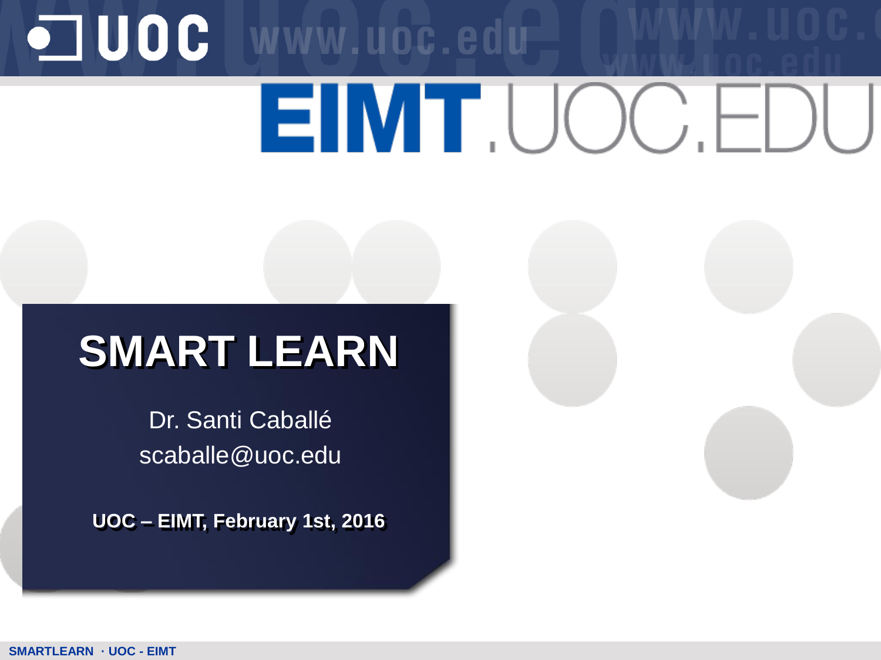# SMART LEARN

Dr. Santi Caballé

scaballe@uoc.edu

**UOC – EIMT, February 1st, 2016**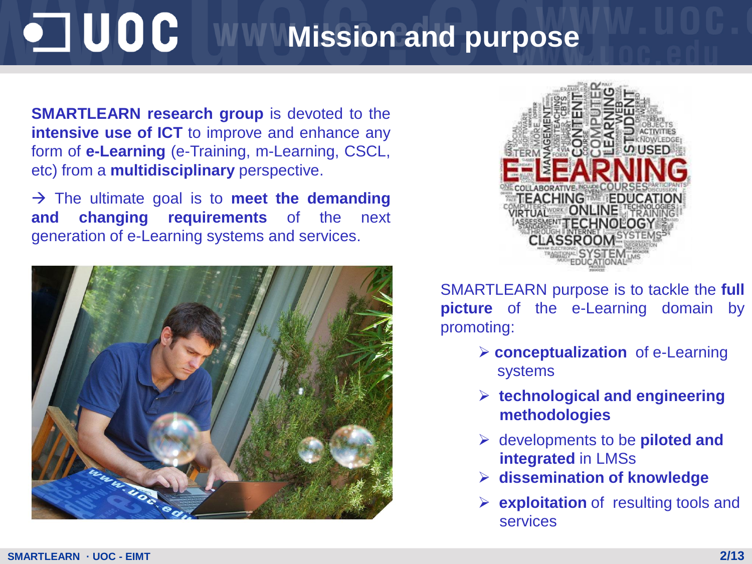# Mission and purpose

**SMARTLEARN research group** is devoted to the **intensive use of ICT** to improve and enhance any form of **e-Learning** (e-Training, m-Learning, CSCL, etc) from a **multidisciplinary** perspective.

→ The ultimate goal is to **meet the demanding and changing requirements** of the next generation of e-Learning systems and services.

SMARTLEARN purpose is to tackle the **full picture** of the e-Learning domain by promoting:

- **conceptualization** of e-Learning systems
- **technological and engineering methodologies**
- developments to be **piloted and integrated** in LMSs
- **dissemination of knowledge**
- **exploitation** of resulting tools and services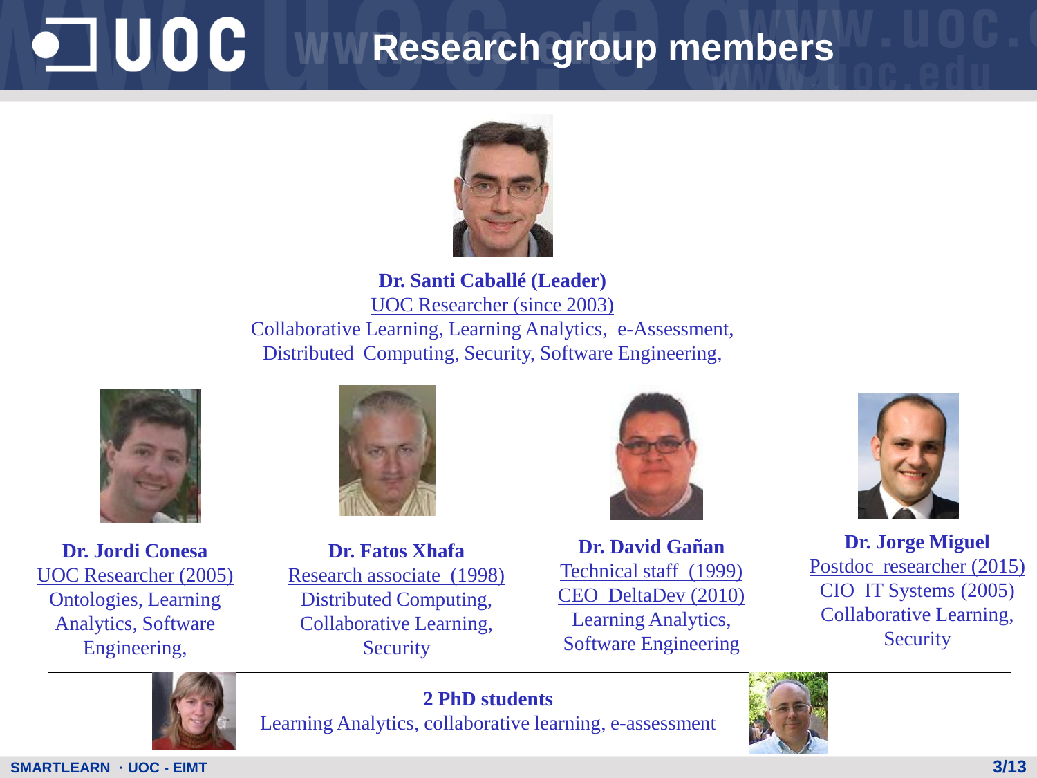# Research group members

**Dr. Santi Caballé (Leader)**
UOC Researcher (since 2003)
Collaborative Learning, Learning Analytics, e-Assessment, Distributed Computing, Security, Software Engineering,

**Dr. Jordi Conesa**
UOC Researcher (2005)
Ontologies, Learning Analytics, Software Engineering,

**Dr. Fatos Xhafa**
Research associate (1998)
Distributed Computing, Collaborative Learning, Security

**Dr. David Gañan**
Technical staff (1999)
CEO DeltaDev (2010)
Learning Analytics, Software Engineering

**Dr. Jorge Miguel**
Postdoc researcher (2015)
CIO IT Systems (2005)
Collaborative Learning, Security

**2 PhD students**
Learning Analytics, collaborative learning, e-assessment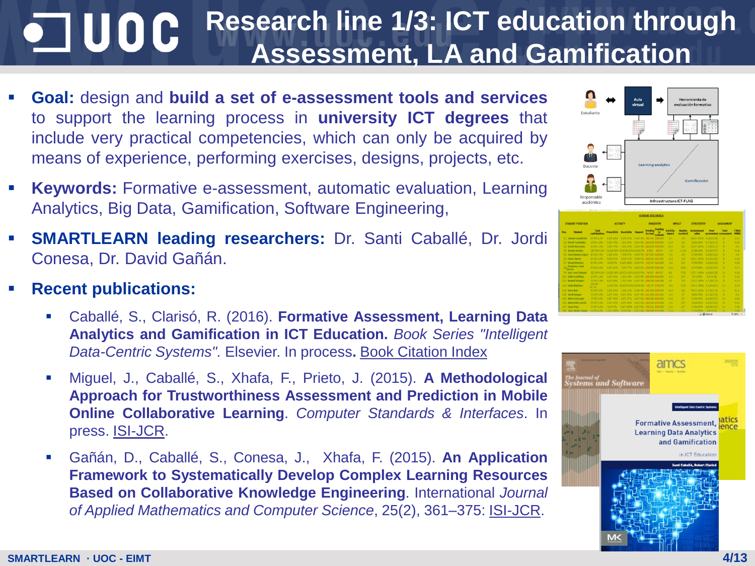# Research line 1/3: ICT education through Assessment, LA and Gamification

- **Goal:** design and **build a set of e-assessment tools and services** to support the learning process in **university ICT degrees** that include very practical competencies, which can only be acquired by means of experience, performing exercises, designs, projects, etc.
- **Keywords:** Formative e-assessment, automatic evaluation, Learning Analytics, Big Data, Gamification, Software Engineering,
- **SMARTLEARN leading researchers:** Dr. Santi Caballé, Dr. Jordi Conesa, Dr. David Gañán.
- **Recent publications:**
  - Caballé, S., Clarisó, R. (2016). **Formative Assessment, Learning Data Analytics and Gamification in ICT Education.** *Book Series "Intelligent Data-Centric Systems".* Elsevier. In process**.** Book Citation Index
  - Miguel, J., Caballé, S., Xhafa, F., Prieto, J. (2015). **A Methodological Approach for Trustworthiness Assessment and Prediction in Mobile Online Collaborative Learning**. *Computer Standards & Interfaces*. In press. ISI-JCR.
  - Gañán, D., Caballé, S., Conesa, J., Xhafa, F. (2015). **An Application Framework to Systematically Develop Complex Learning Resources Based on Collaborative Knowledge Engineering**. International *Journal of Applied Mathematics and Computer Science*, 25(2), 361–375: ISI-JCR.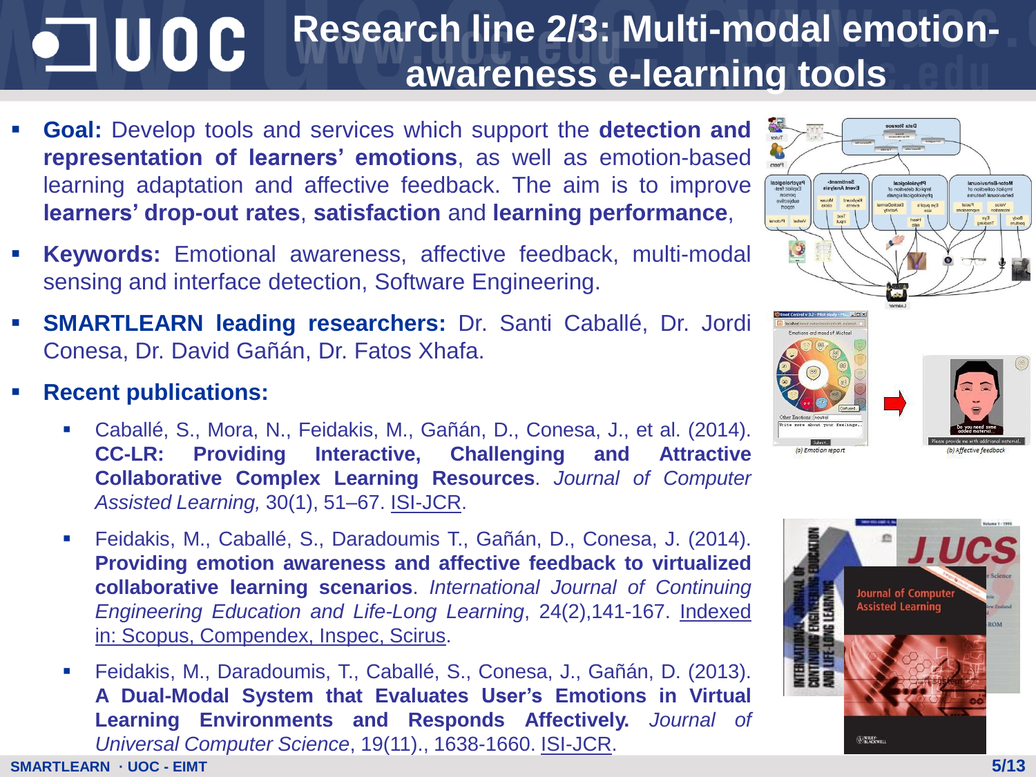# Research line 2/3: Multi-modal emotion-awareness e-learning tools

- **Goal:** Develop tools and services which support the **detection and representation of learners' emotions**, as well as emotion-based learning adaptation and affective feedback. The aim is to improve **learners' drop-out rates**, **satisfaction** and **learning performance**,
- **Keywords:** Emotional awareness, affective feedback, multi-modal sensing and interface detection, Software Engineering.
- **SMARTLEARN leading researchers:** Dr. Santi Caballé, Dr. Jordi Conesa, Dr. David Gañán, Dr. Fatos Xhafa.
- **Recent publications:**
  - Caballé, S., Mora, N., Feidakis, M., Gañán, D., Conesa, J., et al. (2014). **CC-LR: Providing Interactive, Challenging and Attractive Collaborative Complex Learning Resources**. *Journal of Computer Assisted Learning,* 30(1), 51–67. ISI-JCR.
  - Feidakis, M., Caballé, S., Daradoumis T., Gañán, D., Conesa, J. (2014). **Providing emotion awareness and affective feedback to virtualized collaborative learning scenarios**. *International Journal of Continuing Engineering Education and Life-Long Learning*, 24(2),141-167. Indexed in: Scopus, Compendex, Inspec, Scirus.
  - Feidakis, M., Daradoumis, T., Caballé, S., Conesa, J., Gañán, D. (2013). **A Dual-Modal System that Evaluates User's Emotions in Virtual Learning Environments and Responds Affectively.** *Journal of Universal Computer Science*, 19(11)., 1638-1660. ISI-JCR.

(a) Emotion report

(b) Affective feedback

SMARTLEARN · UOC - EIMT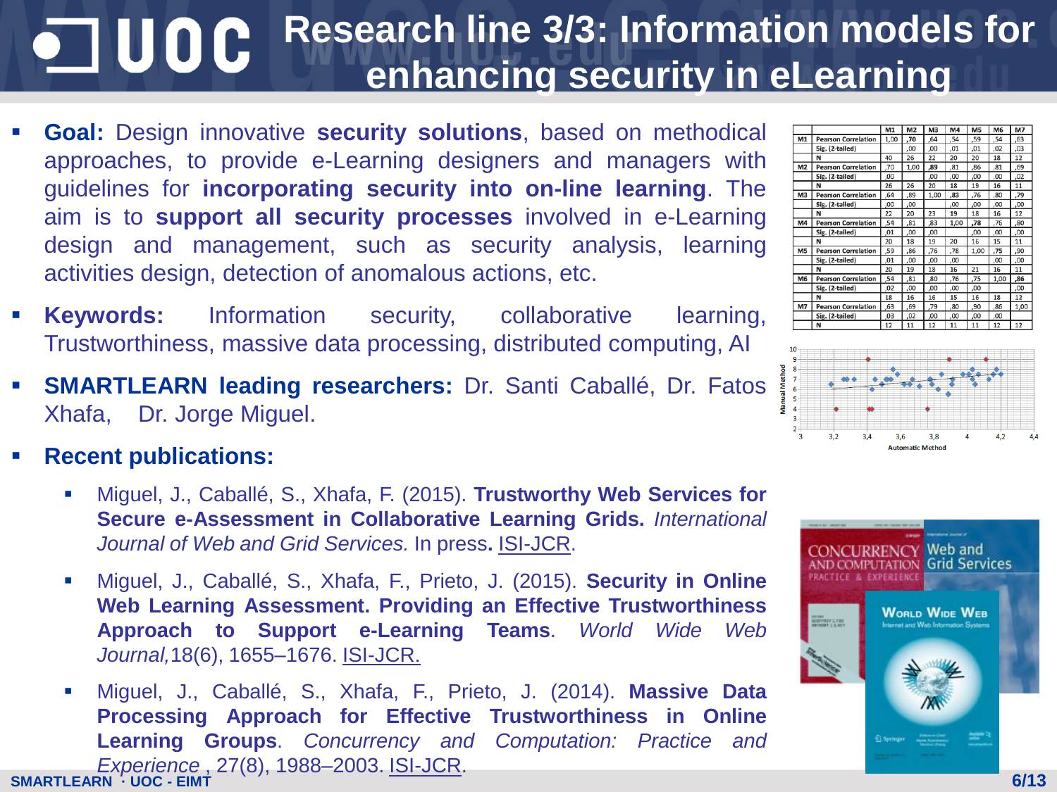# Research line 3/3: Information models for enhancing security in eLearning

- **Goal:** Design innovative **security solutions**, based on methodical approaches, to provide e-Learning designers and managers with guidelines for **incorporating security into on-line learning**. The aim is to **support all security processes** involved in e-Learning design and management, such as security analysis, learning activities design, detection of anomalous actions, etc.
- **Keywords:** Information security, collaborative learning, Trustworthiness, massive data processing, distributed computing, AI
- **SMARTLEARN leading researchers:** Dr. Santi Caballé, Dr. Fatos Xhafa, Dr. Jorge Miguel.
- **Recent publications:**
  - Miguel, J., Caballé, S., Xhafa, F. (2015). **Trustworthy Web Services for Secure e-Assessment in Collaborative Learning Grids.** *International Journal of Web and Grid Services.* In press**.** ISI-JCR.
  - Miguel, J., Caballé, S., Xhafa, F., Prieto, J. (2015). **Security in Online Web Learning Assessment. Providing an Effective Trustworthiness Approach to Support e-Learning Teams**. *World Wide Web Journal,*18(6), 1655–1676. ISI-JCR.
  - Miguel, J., Caballé, S., Xhafa, F., Prieto, J. (2014). **Massive Data Processing Approach for Effective Trustworthiness in Online Learning Groups**. *Concurrency and Computation: Practice and Experience* , 27(8), 1988–2003. ISI-JCR.

| | | M1 | M2 | M3 | M4 | M5 | M6 | M7 |
|---|---|---|---|---|---|---|---|---|
| M1 | Pearson Correlation | 1,00 | ,70 | ,64 | ,54 | ,59 | ,54 | ,63 |
| | Sig. (2-tailed) | | ,00 | ,00 | ,01 | ,01 | ,02 | ,03 |
| | N | 40 | 26 | 22 | 20 | 20 | 18 | 12 |
| M2 | Pearson Correlation | ,70 | 1,00 | ,89 | ,81 | ,86 | ,81 | ,69 |
| | Sig. (2-tailed) | ,00 | | ,00 | ,00 | ,00 | ,00 | ,02 |
| | N | 26 | 26 | 20 | 18 | 19 | 16 | 11 |
| M3 | Pearson Correlation | ,64 | ,89 | 1,00 | ,83 | ,76 | ,80 | ,79 |
| | Sig. (2-tailed) | ,00 | ,00 | | ,00 | ,00 | ,00 | ,00 |
| | N | 22 | 20 | 23 | 19 | 18 | 16 | 12 |
| M4 | Pearson Correlation | ,54 | ,81 | ,83 | 1,00 | ,78 | ,76 | ,80 |
| | Sig. (2-tailed) | ,01 | ,00 | ,00 | | ,00 | ,00 | ,00 |
| | N | 20 | 18 | 19 | 20 | 16 | 15 | 11 |
| M5 | Pearson Correlation | ,59 | ,86 | ,76 | ,78 | 1,00 | ,75 | ,90 |
| | Sig. (2-tailed) | ,01 | ,00 | ,00 | ,00 | | ,00 | ,00 |
| | N | 20 | 19 | 18 | 16 | 21 | 16 | 11 |
| M6 | Pearson Correlation | ,54 | ,81 | ,80 | ,76 | ,75 | 1,00 | ,86 |
| | Sig. (2-tailed) | ,02 | ,00 | ,00 | ,00 | ,00 | | ,00 |
| | N | 18 | 16 | 16 | 15 | 16 | 18 | 12 |
| M7 | Pearson Correlation | ,63 | ,69 | ,79 | ,80 | ,90 | ,86 | 1,00 |
| | Sig. (2-tailed) | ,03 | ,02 | ,00 | ,00 | ,00 | ,00 | |
| | N | 12 | 11 | 12 | 11 | 11 | 12 | 12 |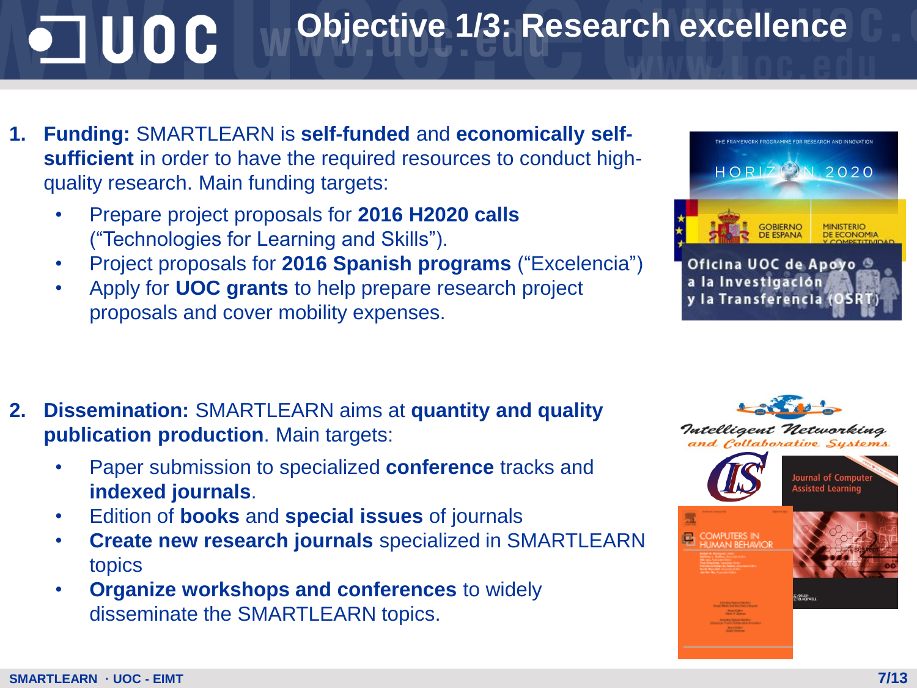# Objective 1/3: Research excellence

1. **Funding:** SMARTLEARN is **self-funded** and **economically self-sufficient** in order to have the required resources to conduct high-quality research. Main funding targets:
    - Prepare project proposals for **2016 H2020 calls** ("Technologies for Learning and Skills").
    - Project proposals for **2016 Spanish programs** ("Excelencia")
    - Apply for **UOC grants** to help prepare research project proposals and cover mobility expenses.

2. **Dissemination:** SMARTLEARN aims at **quantity and quality publication production**. Main targets:
    - Paper submission to specialized **conference** tracks and **indexed journals**.
    - Edition of **books** and **special issues** of journals
    - **Create new research journals** specialized in SMARTLEARN topics
    - **Organize workshops and conferences** to widely disseminate the SMARTLEARN topics.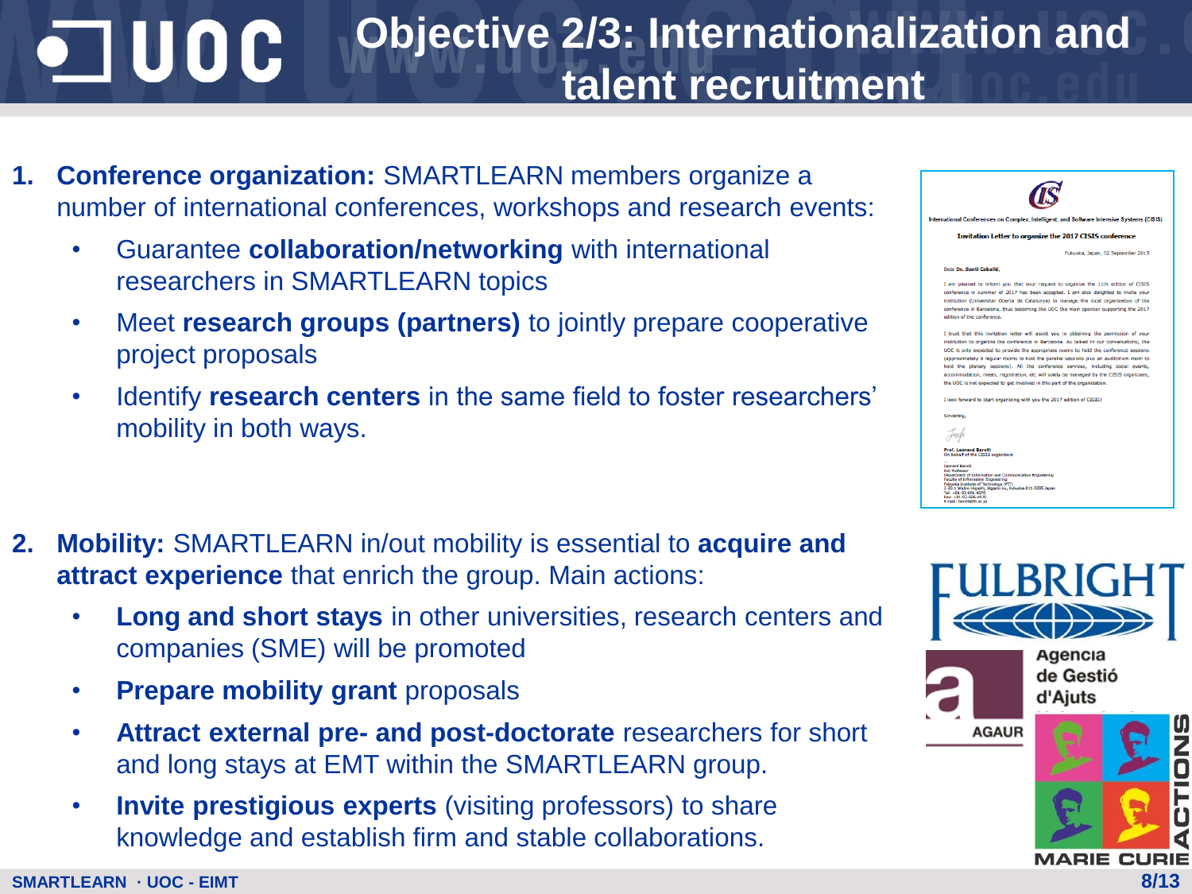# Objective 2/3: Internationalization and talent recruitment

1. **Conference organization:** SMARTLEARN members organize a number of international conferences, workshops and research events:
   - Guarantee **collaboration/networking** with international researchers in SMARTLEARN topics
   - Meet **research groups (partners)** to jointly prepare cooperative project proposals
   - Identify **research centers** in the same field to foster researchers' mobility in both ways.

2. **Mobility:** SMARTLEARN in/out mobility is essential to **acquire and attract experience** that enrich the group. Main actions:
   - **Long and short stays** in other universities, research centers and companies (SME) will be promoted
   - **Prepare mobility grant** proposals
   - **Attract external pre- and post-doctorate** researchers for short and long stays at EMT within the SMARTLEARN group.
   - **Invite prestigious experts** (visiting professors) to share knowledge and establish firm and stable collaborations.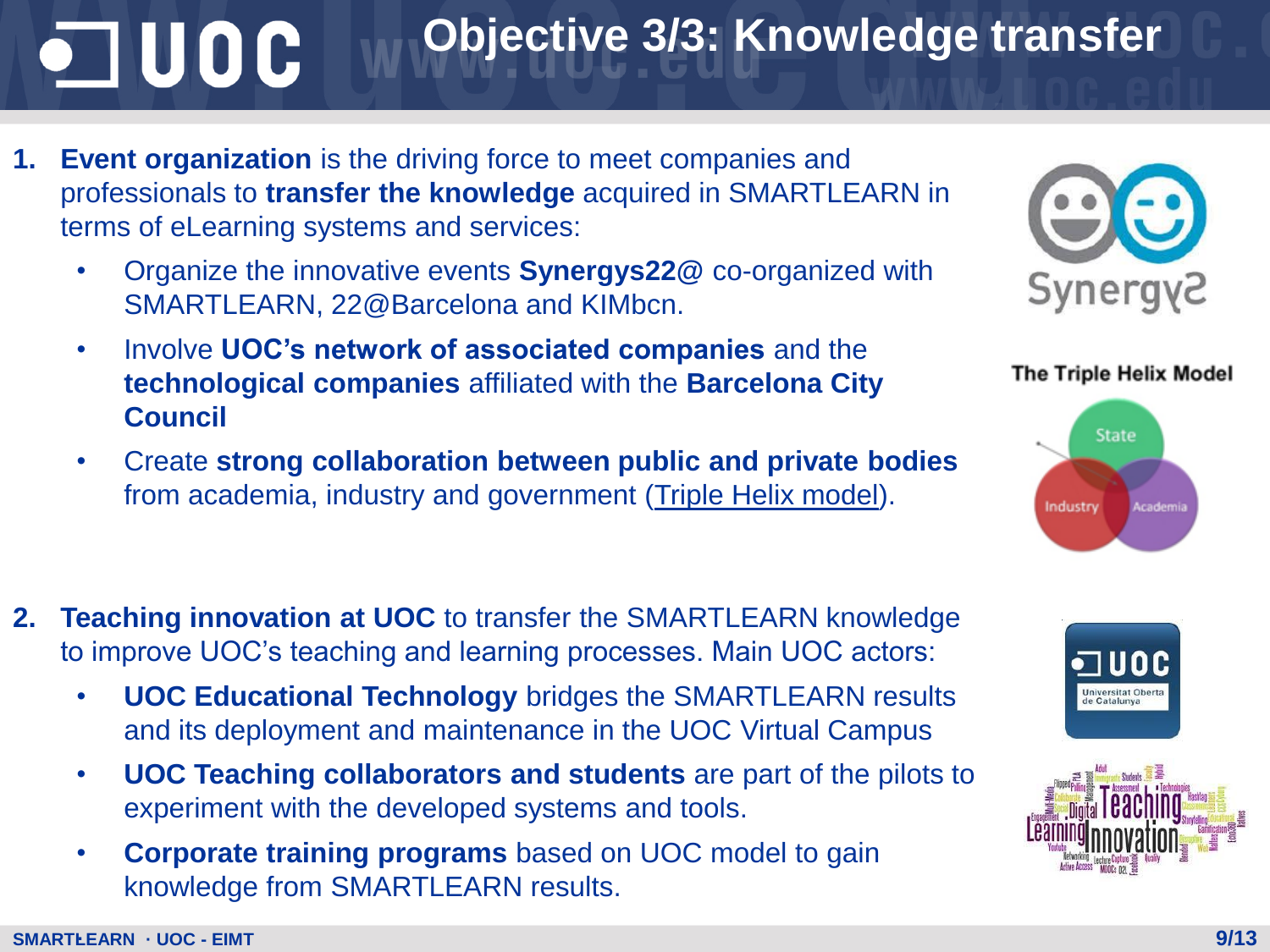# Objective 3/3: Knowledge transfer

1. **Event organization** is the driving force to meet companies and professionals to **transfer the knowledge** acquired in SMARTLEARN in terms of eLearning systems and services:
   - Organize the innovative events **Synergys22@** co-organized with SMARTLEARN, 22@Barcelona and KIMbcn.
   - Involve **UOC's network of associated companies** and the **technological companies** affiliated with the **Barcelona City Council**
   - Create **strong collaboration between public and private bodies** from academia, industry and government (Triple Helix model).

The Triple Helix Model

2. **Teaching innovation at UOC** to transfer the SMARTLEARN knowledge to improve UOC's teaching and learning processes. Main UOC actors:
   - **UOC Educational Technology** bridges the SMARTLEARN results and its deployment and maintenance in the UOC Virtual Campus
   - **UOC Teaching collaborators and students** are part of the pilots to experiment with the developed systems and tools.
   - **Corporate training programs** based on UOC model to gain knowledge from SMARTLEARN results.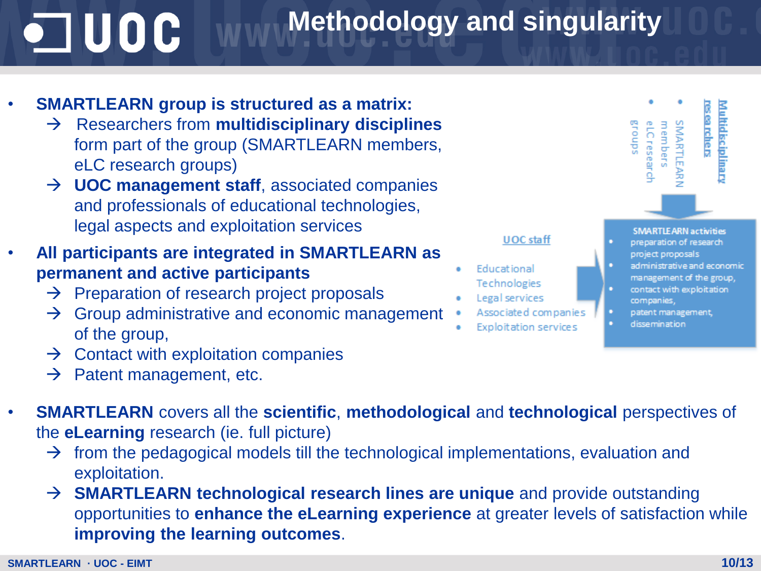# Methodology and singularity

- **SMARTLEARN group is structured as a matrix:**
  - → Researchers from **multidisciplinary disciplines** form part of the group (SMARTLEARN members, eLC research groups)
  - → **UOC management staff**, associated companies and professionals of educational technologies, legal aspects and exploitation services
- **All participants are integrated in SMARTLEARN as permanent and active participants**
  - → Preparation of research project proposals
  - → Group administrative and economic management of the group,
  - → Contact with exploitation companies
  - → Patent management, etc.

**Multidisciplinary researchers**

- SMARTLEARN members
- eLC research groups

**UOC staff**

- Educational Technologies
- Legal services
- Associated companies
- Exploitation services

**SMARTLEARN activities**

- preparation of research project proposals
- administrative and economic management of the group,
- contact with exploitation companies,
- patent management,
- dissemination

- **SMARTLEARN** covers all the **scientific**, **methodological** and **technological** perspectives of the **eLearning** research (ie. full picture)
  - → from the pedagogical models till the technological implementations, evaluation and exploitation.
  - → **SMARTLEARN technological research lines are unique** and provide outstanding opportunities to **enhance the eLearning experience** at greater levels of satisfaction while **improving the learning outcomes**.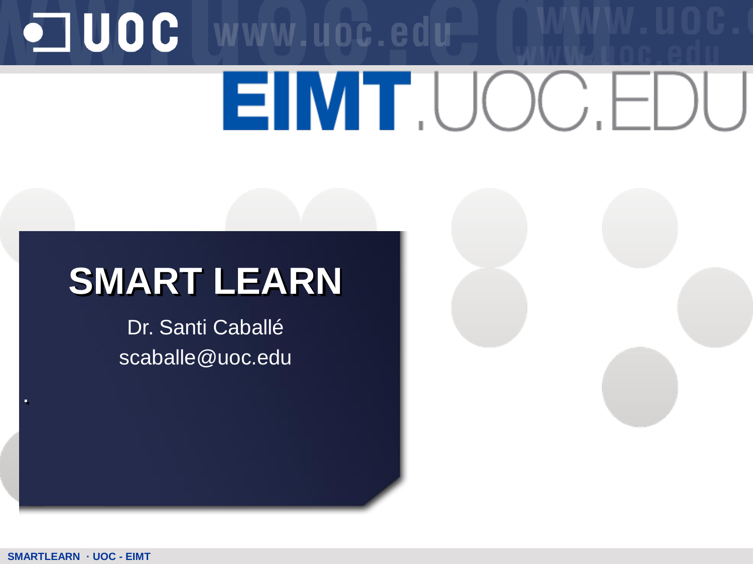# SMART LEARN

Dr. Santi Caballé

scaballe@uoc.edu